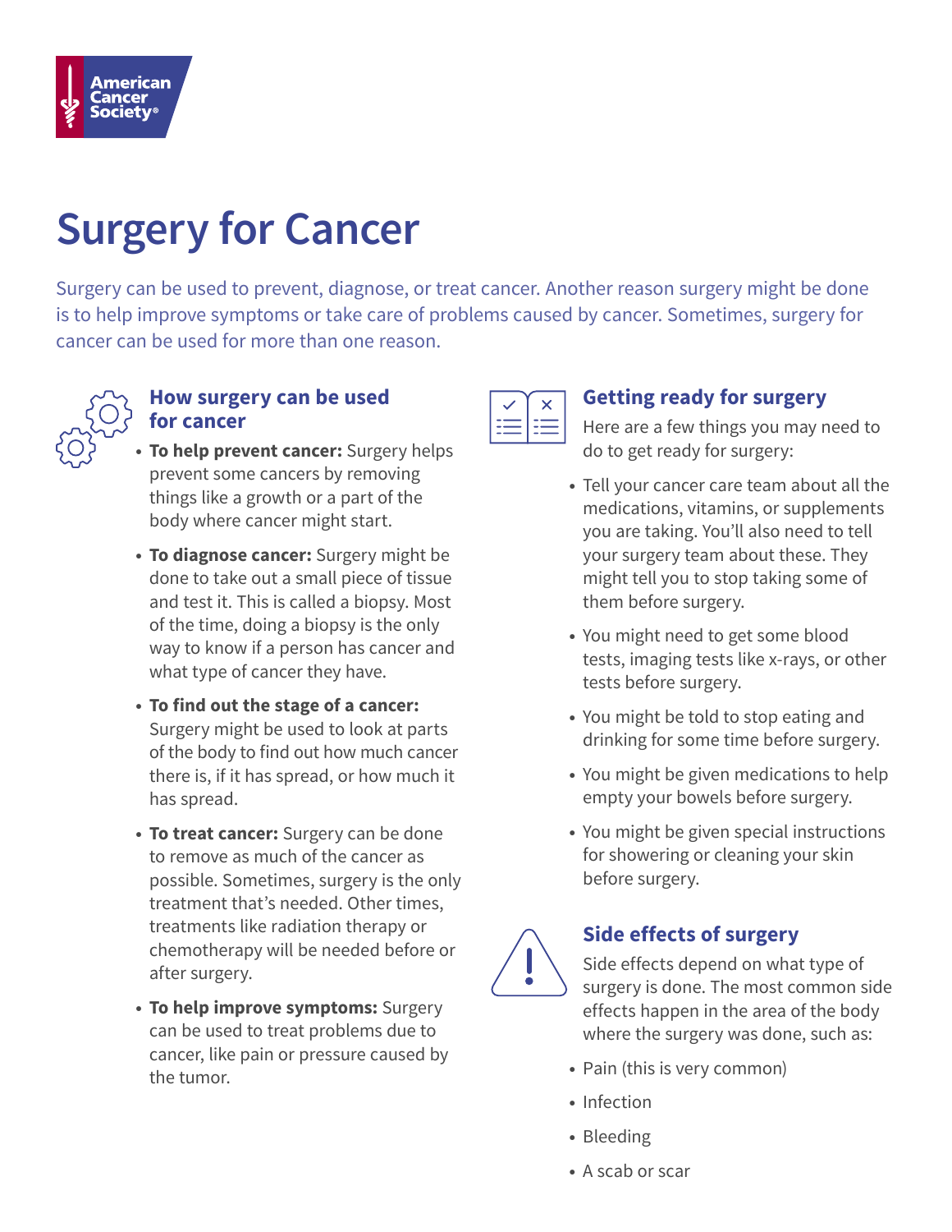# Surgery for Cancer

Surgery can be used to prevent, diagnose, or treat cancer. Another reason surgery might be done is to help improve symptoms or take care of problems caused by cancer. Sometimes, surgery for cancer can be used for more than one reason.

## How surgery can be used for cancer

- **To help prevent cancer:** Surgery helps prevent some cancers by removing things like a growth or a part of the body where cancer might start.
- **To diagnose cancer:** Surgery might be done to take out a small piece of tissue and test it. This is called a biopsy. Most of the time, doing a biopsy is the only way to know if a person has cancer and what type of cancer they have.
- **To find out the stage of a cancer:** Surgery might be used to look at parts of the body to find out how much cancer there is, if it has spread, or how much it has spread.
- **To treat cancer:** Surgery can be done to remove as much of the cancer as possible. Sometimes, surgery is the only treatment that's needed. Other times, treatments like radiation therapy or chemotherapy will be needed before or after surgery.
- **To help improve symptoms:** Surgery can be used to treat problems due to cancer, like pain or pressure caused by the tumor.

## Getting ready for surgery

Here are a few things you may need to do to get ready for surgery:

- Tell your cancer care team about all the medications, vitamins, or supplements you are taking. You'll also need to tell your surgery team about these. They might tell you to stop taking some of them before surgery.
- You might need to get some blood tests, imaging tests like x-rays, or other tests before surgery.
- You might be told to stop eating and drinking for some time before surgery.
- You might be given medications to help empty your bowels before surgery.
- You might be given special instructions for showering or cleaning your skin before surgery.

## Side effects of surgery

Side effects depend on what type of surgery is done. The most common side effects happen in the area of the body where the surgery was done, such as:

- Pain (this is very common)
- Infection
- Bleeding
- A scab or scar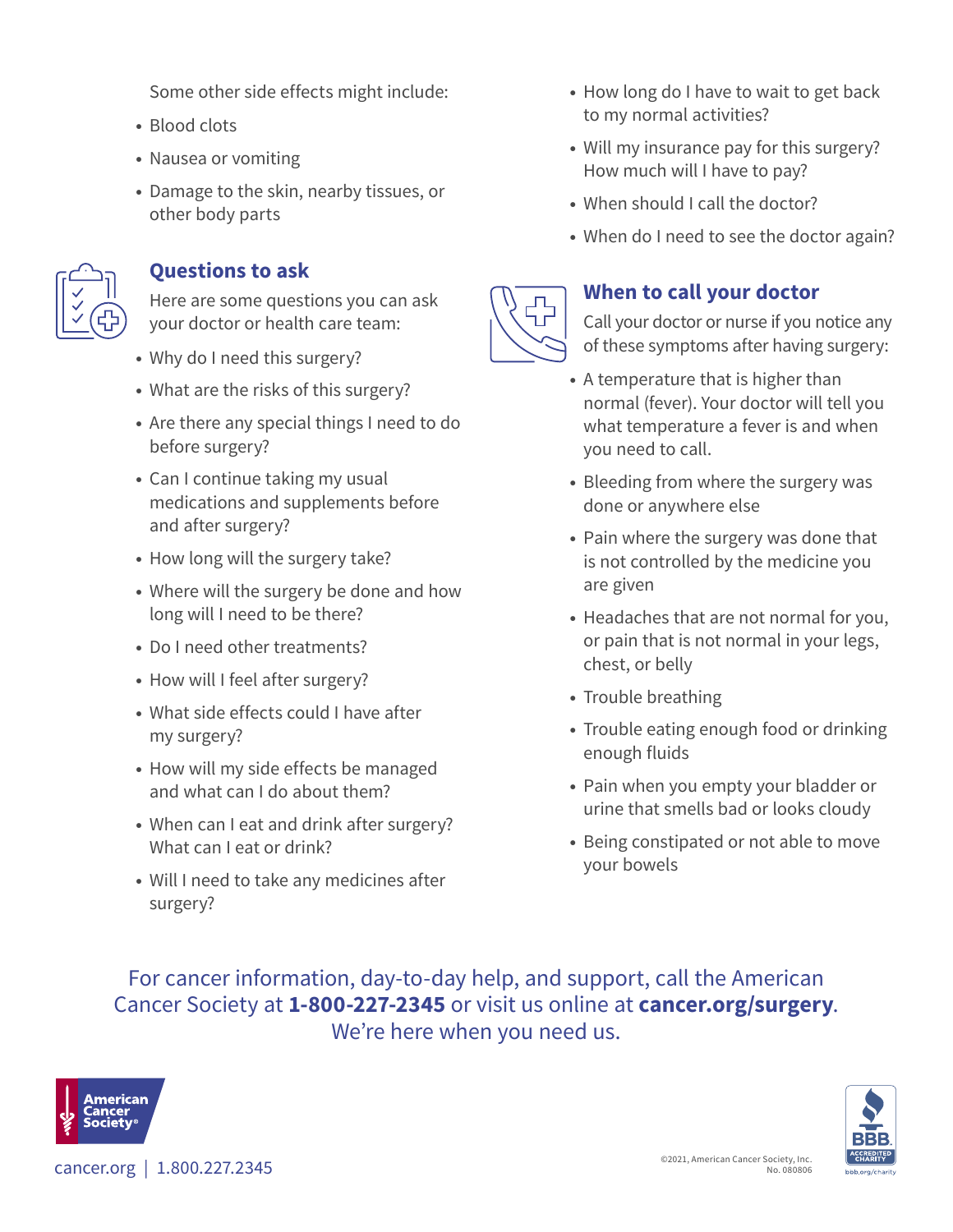Some other side effects might include:

- Blood clots
- Nausea or vomiting
- Damage to the skin, nearby tissues, or other body parts

## Questions to ask

Here are some questions you can ask your doctor or health care team:

- Why do I need this surgery?
- What are the risks of this surgery?
- Are there any special things I need to do before surgery?
- Can I continue taking my usual medications and supplements before and after surgery?
- How long will the surgery take?
- Where will the surgery be done and how long will I need to be there?
- Do I need other treatments?
- How will I feel after surgery?
- What side effects could I have after my surgery?
- How will my side effects be managed and what can I do about them?
- When can I eat and drink after surgery? What can I eat or drink?
- Will I need to take any medicines after surgery?
- How long do I have to wait to get back to my normal activities?
- Will my insurance pay for this surgery? How much will I have to pay?
- When should I call the doctor?
- When do I need to see the doctor again?

## When to call your doctor

Call your doctor or nurse if you notice any of these symptoms after having surgery:

- A temperature that is higher than normal (fever). Your doctor will tell you what temperature a fever is and when you need to call.
- Bleeding from where the surgery was done or anywhere else
- Pain where the surgery was done that is not controlled by the medicine you are given
- Headaches that are not normal for you, or pain that is not normal in your legs, chest, or belly
- Trouble breathing
- Trouble eating enough food or drinking enough fluids
- Pain when you empty your bladder or urine that smells bad or looks cloudy
- Being constipated or not able to move your bowels

For cancer information, day-to-day help, and support, call the American Cancer Society at **1-800-227-2345** or visit us online at **cancer.org/surgery**. We're here when you need us.

American Cancer Society

cancer.org | 1.800.227.2345

©2021, American Cancer Society, Inc.
No. 080806

BBB. ACCREDITED CHARITY bbb.org/charity